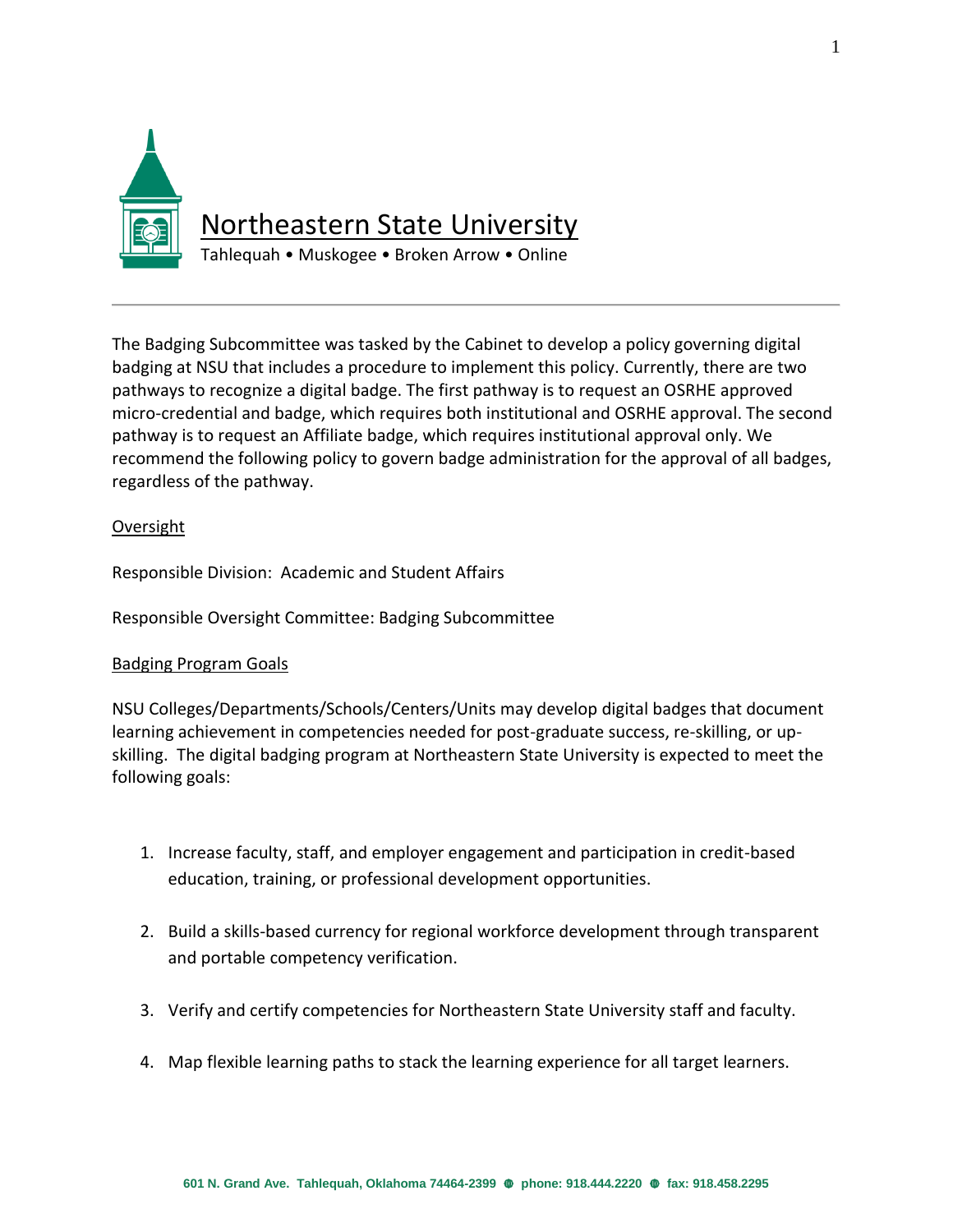# Northeastern State University

Tahlequah • Muskogee • Broken Arrow • Online

The Badging Subcommittee was tasked by the Cabinet to develop a policy governing digital badging at NSU that includes a procedure to implement this policy. Currently, there are two pathways to recognize a digital badge. The first pathway is to request an OSRHE approved micro-credential and badge, which requires both institutional and OSRHE approval. The second pathway is to request an Affiliate badge, which requires institutional approval only. We recommend the following policy to govern badge administration for the approval of all badges, regardless of the pathway.

## Oversight

Responsible Division: Academic and Student Affairs

Responsible Oversight Committee: Badging Subcommittee

## Badging Program Goals

NSU Colleges/Departments/Schools/Centers/Units may develop digital badges that document learning achievement in competencies needed for post-graduate success, re-skilling, or up-skilling. The digital badging program at Northeastern State University is expected to meet the following goals:

1. Increase faculty, staff, and employer engagement and participation in credit-based education, training, or professional development opportunities.
2. Build a skills-based currency for regional workforce development through transparent and portable competency verification.
3. Verify and certify competencies for Northeastern State University staff and faculty.
4. Map flexible learning paths to stack the learning experience for all target learners.

601 N. Grand Ave. Tahlequah, Oklahoma 74464-2399 • phone: 918.444.2220 • fax: 918.458.2295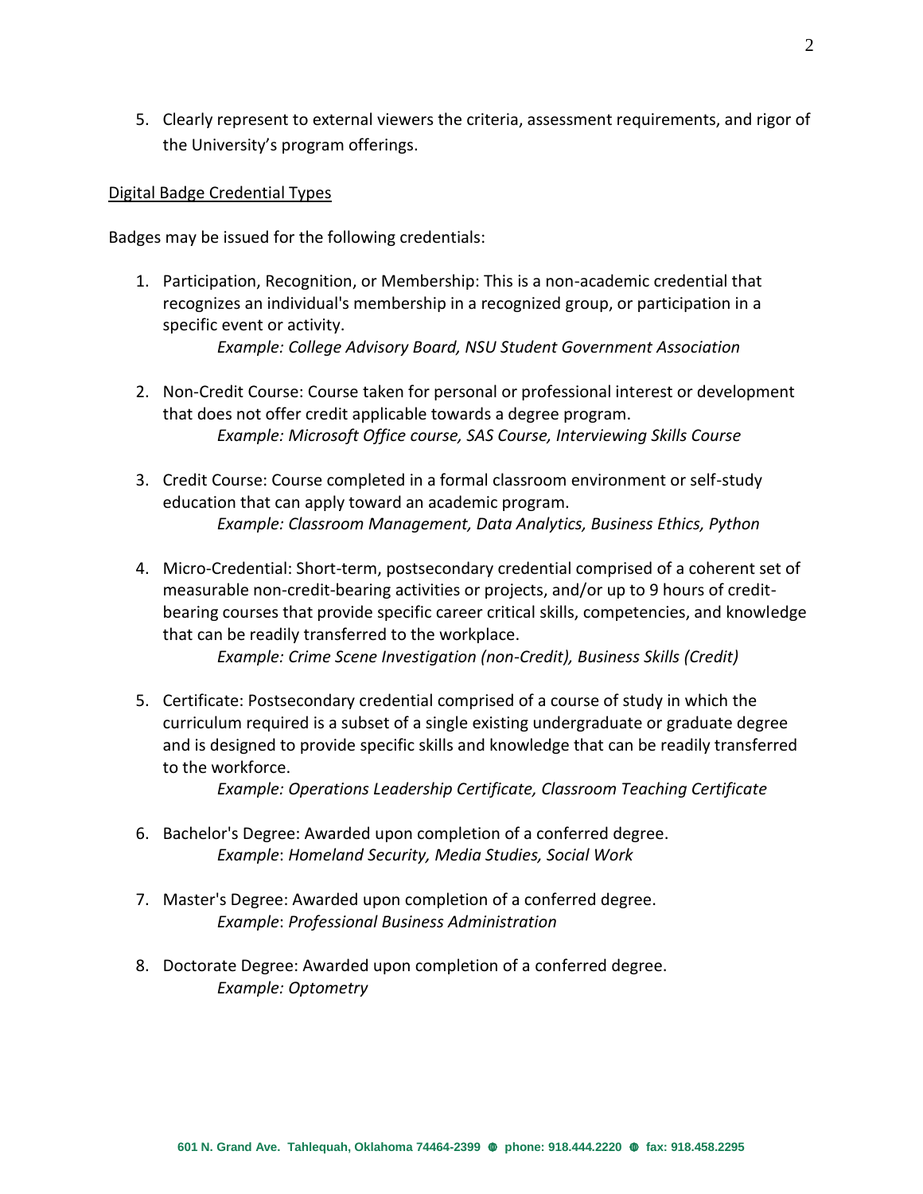5. Clearly represent to external viewers the criteria, assessment requirements, and rigor of the University's program offerings.

Digital Badge Credential Types

Badges may be issued for the following credentials:

1. Participation, Recognition, or Membership: This is a non-academic credential that recognizes an individual's membership in a recognized group, or participation in a specific event or activity.
   *Example: College Advisory Board, NSU Student Government Association*

2. Non-Credit Course: Course taken for personal or professional interest or development that does not offer credit applicable towards a degree program.
   *Example: Microsoft Office course, SAS Course, Interviewing Skills Course*

3. Credit Course: Course completed in a formal classroom environment or self-study education that can apply toward an academic program.
   *Example: Classroom Management, Data Analytics, Business Ethics, Python*

4. Micro-Credential: Short-term, postsecondary credential comprised of a coherent set of measurable non-credit-bearing activities or projects, and/or up to 9 hours of credit-bearing courses that provide specific career critical skills, competencies, and knowledge that can be readily transferred to the workplace.
   *Example: Crime Scene Investigation (non-Credit), Business Skills (Credit)*

5. Certificate: Postsecondary credential comprised of a course of study in which the curriculum required is a subset of a single existing undergraduate or graduate degree and is designed to provide specific skills and knowledge that can be readily transferred to the workforce.
   *Example: Operations Leadership Certificate, Classroom Teaching Certificate*

6. Bachelor's Degree: Awarded upon completion of a conferred degree.
   *Example*: *Homeland Security, Media Studies, Social Work*

7. Master's Degree: Awarded upon completion of a conferred degree.
   *Example*: *Professional Business Administration*

8. Doctorate Degree: Awarded upon completion of a conferred degree.
   *Example: Optometry*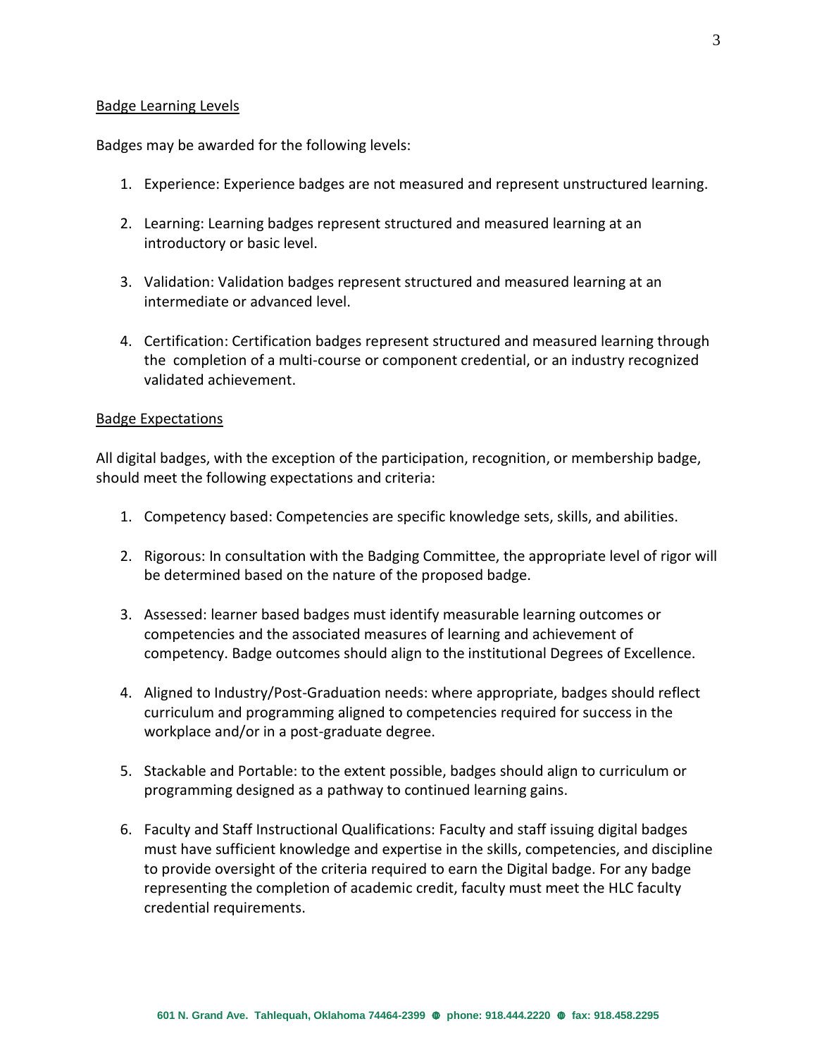Badge Learning Levels

Badges may be awarded for the following levels:

1. Experience: Experience badges are not measured and represent unstructured learning.

2. Learning: Learning badges represent structured and measured learning at an introductory or basic level.

3. Validation: Validation badges represent structured and measured learning at an intermediate or advanced level.

4. Certification: Certification badges represent structured and measured learning through the completion of a multi-course or component credential, or an industry recognized validated achievement.

Badge Expectations

All digital badges, with the exception of the participation, recognition, or membership badge, should meet the following expectations and criteria:

1. Competency based: Competencies are specific knowledge sets, skills, and abilities.

2. Rigorous: In consultation with the Badging Committee, the appropriate level of rigor will be determined based on the nature of the proposed badge.

3. Assessed: learner based badges must identify measurable learning outcomes or competencies and the associated measures of learning and achievement of competency. Badge outcomes should align to the institutional Degrees of Excellence.

4. Aligned to Industry/Post-Graduation needs: where appropriate, badges should reflect curriculum and programming aligned to competencies required for success in the workplace and/or in a post-graduate degree.

5. Stackable and Portable: to the extent possible, badges should align to curriculum or programming designed as a pathway to continued learning gains.

6. Faculty and Staff Instructional Qualifications: Faculty and staff issuing digital badges must have sufficient knowledge and expertise in the skills, competencies, and discipline to provide oversight of the criteria required to earn the Digital badge. For any badge representing the completion of academic credit, faculty must meet the HLC faculty credential requirements.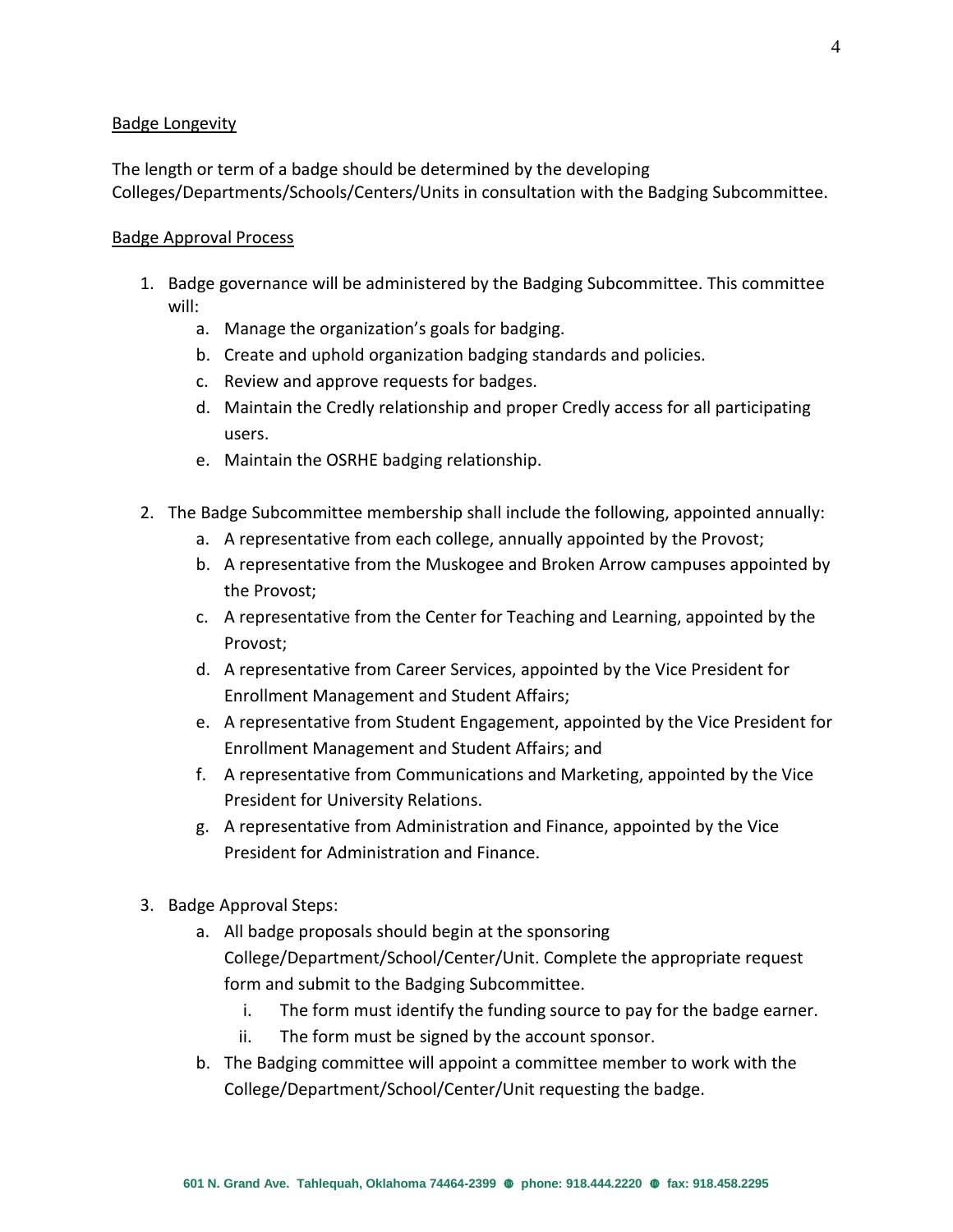Badge Longevity

The length or term of a badge should be determined by the developing Colleges/Departments/Schools/Centers/Units in consultation with the Badging Subcommittee.

Badge Approval Process

1. Badge governance will be administered by the Badging Subcommittee. This committee will:
   a. Manage the organization's goals for badging.
   b. Create and uphold organization badging standards and policies.
   c. Review and approve requests for badges.
   d. Maintain the Credly relationship and proper Credly access for all participating users.
   e. Maintain the OSRHE badging relationship.

2. The Badge Subcommittee membership shall include the following, appointed annually:
   a. A representative from each college, annually appointed by the Provost;
   b. A representative from the Muskogee and Broken Arrow campuses appointed by the Provost;
   c. A representative from the Center for Teaching and Learning, appointed by the Provost;
   d. A representative from Career Services, appointed by the Vice President for Enrollment Management and Student Affairs;
   e. A representative from Student Engagement, appointed by the Vice President for Enrollment Management and Student Affairs; and
   f. A representative from Communications and Marketing, appointed by the Vice President for University Relations.
   g. A representative from Administration and Finance, appointed by the Vice President for Administration and Finance.

3. Badge Approval Steps:
   a. All badge proposals should begin at the sponsoring College/Department/School/Center/Unit. Complete the appropriate request form and submit to the Badging Subcommittee.
      i. The form must identify the funding source to pay for the badge earner.
      ii. The form must be signed by the account sponsor.
   b. The Badging committee will appoint a committee member to work with the College/Department/School/Center/Unit requesting the badge.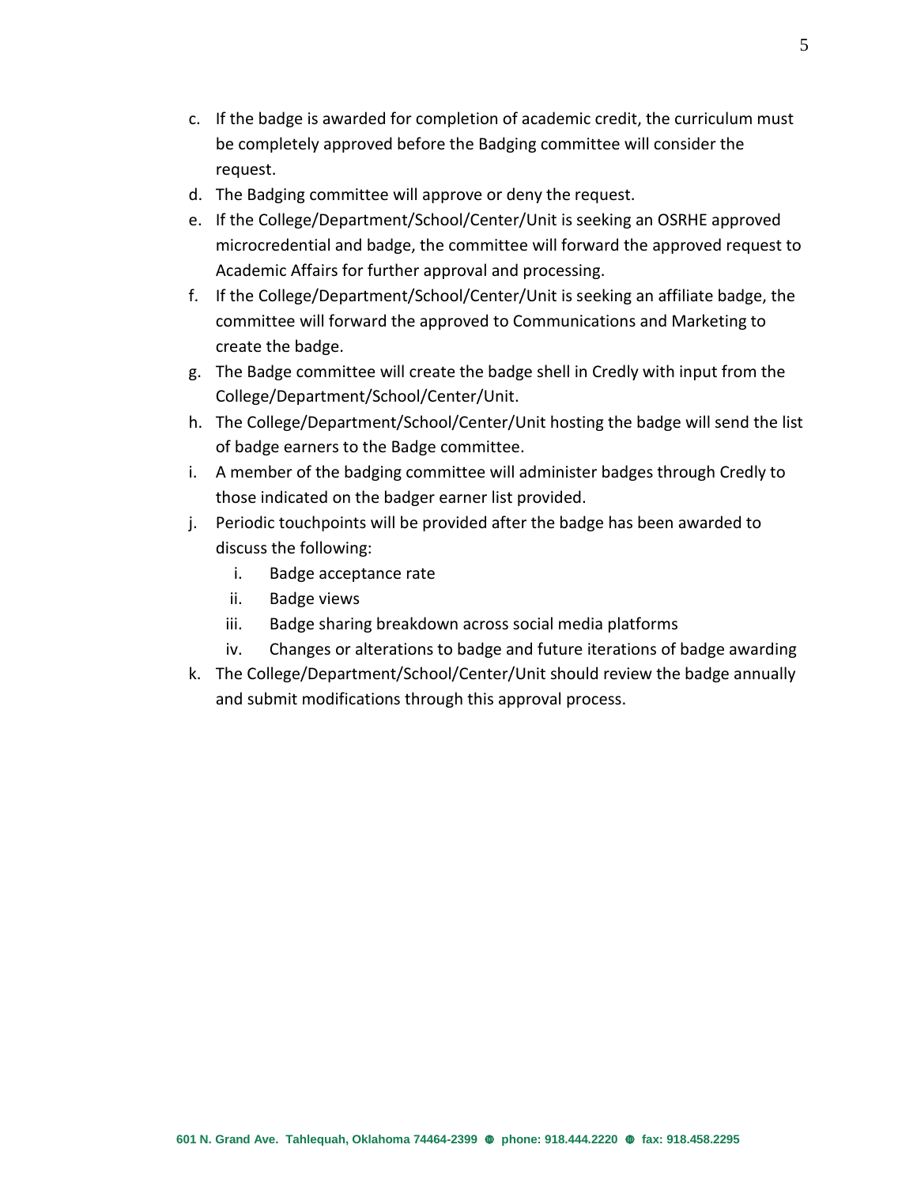c. If the badge is awarded for completion of academic credit, the curriculum must be completely approved before the Badging committee will consider the request.

d. The Badging committee will approve or deny the request.

e. If the College/Department/School/Center/Unit is seeking an OSRHE approved microcredential and badge, the committee will forward the approved request to Academic Affairs for further approval and processing.

f. If the College/Department/School/Center/Unit is seeking an affiliate badge, the committee will forward the approved to Communications and Marketing to create the badge.

g. The Badge committee will create the badge shell in Credly with input from the College/Department/School/Center/Unit.

h. The College/Department/School/Center/Unit hosting the badge will send the list of badge earners to the Badge committee.

i. A member of the badging committee will administer badges through Credly to those indicated on the badger earner list provided.

j. Periodic touchpoints will be provided after the badge has been awarded to discuss the following:

    i. Badge acceptance rate

    ii. Badge views

    iii. Badge sharing breakdown across social media platforms

    iv. Changes or alterations to badge and future iterations of badge awarding

k. The College/Department/School/Center/Unit should review the badge annually and submit modifications through this approval process.